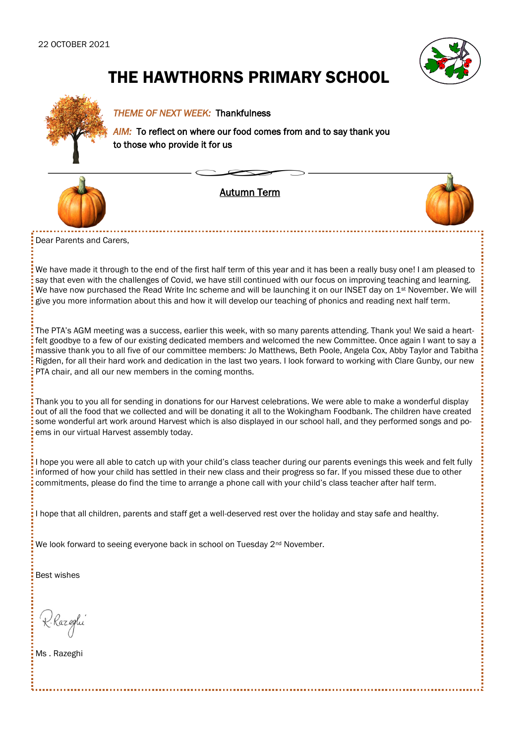22 OCTOBER 2021

# THE HAWTHORNS PRIMARY SCHOOL

*THEME OF NEXT WEEK:* Thankfulness

*AIM:* To reflect on where our food comes from and to say thank you to those who provide it for us

## Autumn Term

Dear Parents and Carers,

We have made it through to the end of the first half term of this year and it has been a really busy one! I am pleased to say that even with the challenges of Covid, we have still continued with our focus on improving teaching and learning. We have now purchased the Read Write Inc scheme and will be launching it on our INSET day on 1st November. We will give you more information about this and how it will develop our teaching of phonics and reading next half term.

The PTA's AGM meeting was a success, earlier this week, with so many parents attending. Thank you! We said a heart-felt goodbye to a few of our existing dedicated members and welcomed the new Committee. Once again I want to say a massive thank you to all five of our committee members: Jo Matthews, Beth Poole, Angela Cox, Abby Taylor and Tabitha Rigden, for all their hard work and dedication in the last two years. I look forward to working with Clare Gunby, our new PTA chair, and all our new members in the coming months.

Thank you to you all for sending in donations for our Harvest celebrations. We were able to make a wonderful display out of all the food that we collected and will be donating it all to the Wokingham Foodbank. The children have created some wonderful art work around Harvest which is also displayed in our school hall, and they performed songs and poems in our virtual Harvest assembly today.

I hope you were all able to catch up with your child's class teacher during our parents evenings this week and felt fully informed of how your child has settled in their new class and their progress so far. If you missed these due to other commitments, please do find the time to arrange a phone call with your child's class teacher after half term.

I hope that all children, parents and staff get a well-deserved rest over the holiday and stay safe and healthy.

We look forward to seeing everyone back in school on Tuesday 2nd November.

Best wishes

R. Razeghi

Ms . Razeghi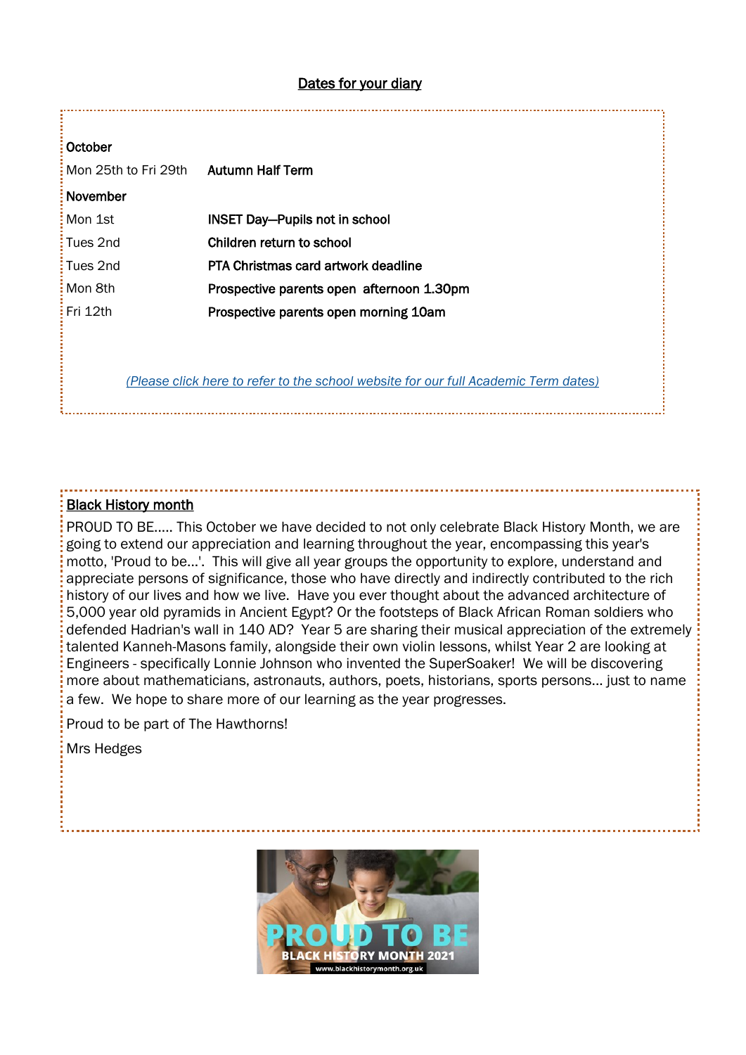## Dates for your diary

**October**

| | |
|---|---|
| Mon 25th to Fri 29th | **Autumn Half Term** |

**November**

| | |
|---|---|
| Mon 1st | **INSET Day—Pupils not in school** |
| Tues 2nd | **Children return to school** |
| Tues 2nd | **PTA Christmas card artwork deadline** |
| Mon 8th | **Prospective parents open afternoon 1.30pm** |
| Fri 12th | **Prospective parents open morning 10am** |

*(Please click here to refer to the school website for our full Academic Term dates)*

## Black History month

PROUD TO BE..... This October we have decided to not only celebrate Black History Month, we are going to extend our appreciation and learning throughout the year, encompassing this year's motto, 'Proud to be...'. This will give all year groups the opportunity to explore, understand and appreciate persons of significance, those who have directly and indirectly contributed to the rich history of our lives and how we live. Have you ever thought about the advanced architecture of 5,000 year old pyramids in Ancient Egypt? Or the footsteps of Black African Roman soldiers who defended Hadrian's wall in 140 AD? Year 5 are sharing their musical appreciation of the extremely talented Kanneh-Masons family, alongside their own violin lessons, whilst Year 2 are looking at Engineers - specifically Lonnie Johnson who invented the SuperSoaker! We will be discovering more about mathematicians, astronauts, authors, poets, historians, sports persons... just to name a few. We hope to share more of our learning as the year progresses.

Proud to be part of The Hawthorns!

Mrs Hedges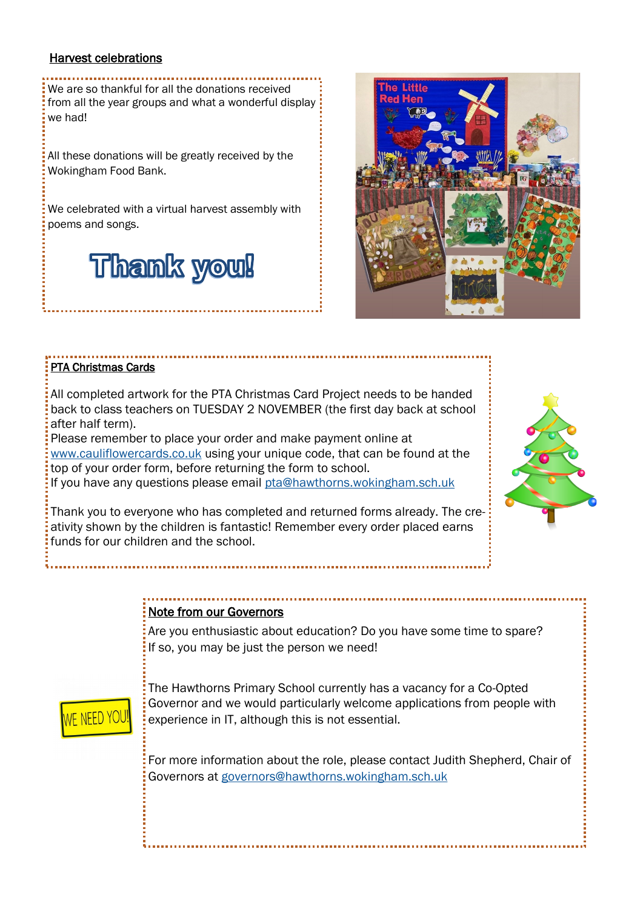## Harvest celebrations

We are so thankful for all the donations received from all the year groups and what a wonderful display we had!

All these donations will be greatly received by the Wokingham Food Bank.

We celebrated with a virtual harvest assembly with poems and songs.

**Thank you!**

## PTA Christmas Cards

All completed artwork for the PTA Christmas Card Project needs to be handed back to class teachers on TUESDAY 2 NOVEMBER (the first day back at school after half term).

Please remember to place your order and make payment online at www.cauliflowercards.co.uk using your unique code, that can be found at the top of your order form, before returning the form to school.

If you have any questions please email pta@hawthorns.wokingham.sch.uk

Thank you to everyone who has completed and returned forms already. The creativity shown by the children is fantastic! Remember every order placed earns funds for our children and the school.

## Note from our Governors

Are you enthusiastic about education? Do you have some time to spare? If so, you may be just the person we need!

The Hawthorns Primary School currently has a vacancy for a Co-Opted Governor and we would particularly welcome applications from people with experience in IT, although this is not essential.

For more information about the role, please contact Judith Shepherd, Chair of Governors at governors@hawthorns.wokingham.sch.uk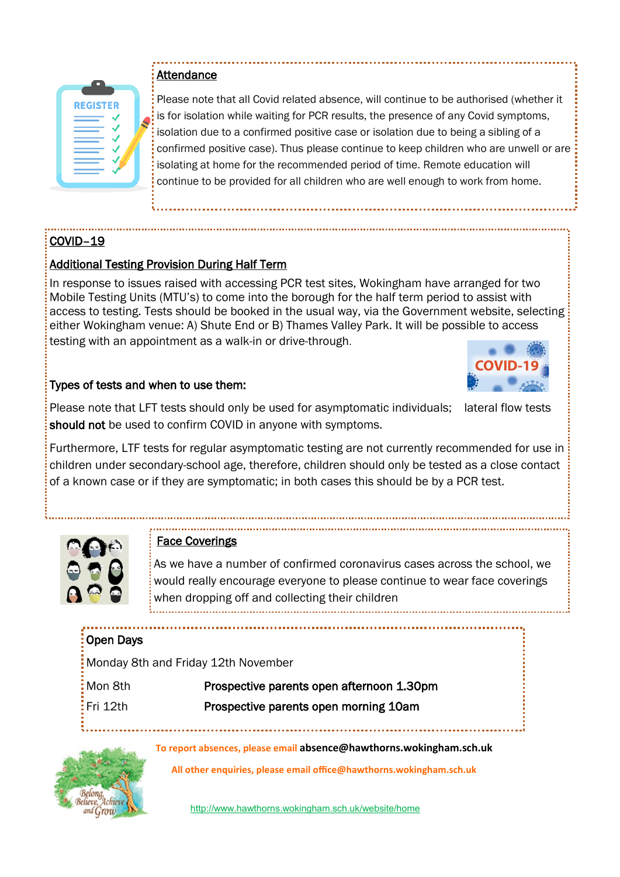## Attendance

Please note that all Covid related absence, will continue to be authorised (whether it is for isolation while waiting for PCR results, the presence of any Covid symptoms, isolation due to a confirmed positive case or isolation due to being a sibling of a confirmed positive case). Thus please continue to keep children who are unwell or are isolating at home for the recommended period of time. Remote education will continue to be provided for all children who are well enough to work from home.

## COVID–19

### Additional Testing Provision During Half Term

In response to issues raised with accessing PCR test sites, Wokingham have arranged for two Mobile Testing Units (MTU's) to come into the borough for the half term period to assist with access to testing. Tests should be booked in the usual way, via the Government website, selecting either Wokingham venue: A) Shute End or B) Thames Valley Park. It will be possible to access testing with an appointment as a walk-in or drive-through.

### Types of tests and when to use them:

Please note that LFT tests should only be used for asymptomatic individuals; lateral flow tests **should not** be used to confirm COVID in anyone with symptoms.

Furthermore, LTF tests for regular asymptomatic testing are not currently recommended for use in children under secondary-school age, therefore, children should only be tested as a close contact of a known case or if they are symptomatic; in both cases this should be by a PCR test.

## Face Coverings

As we have a number of confirmed coronavirus cases across the school, we would really encourage everyone to please continue to wear face coverings when dropping off and collecting their children

## Open Days

Monday 8th and Friday 12th November

| | |
|---|---|
| Mon 8th | **Prospective parents open afternoon 1.30pm** |
| Fri 12th | **Prospective parents open morning 10am** |

To report absences, please email **absence@hawthorns.wokingham.sch.uk**

**All other enquiries, please email office@hawthorns.wokingham.sch.uk**

http://www.hawthorns.wokingham.sch.uk/website/home